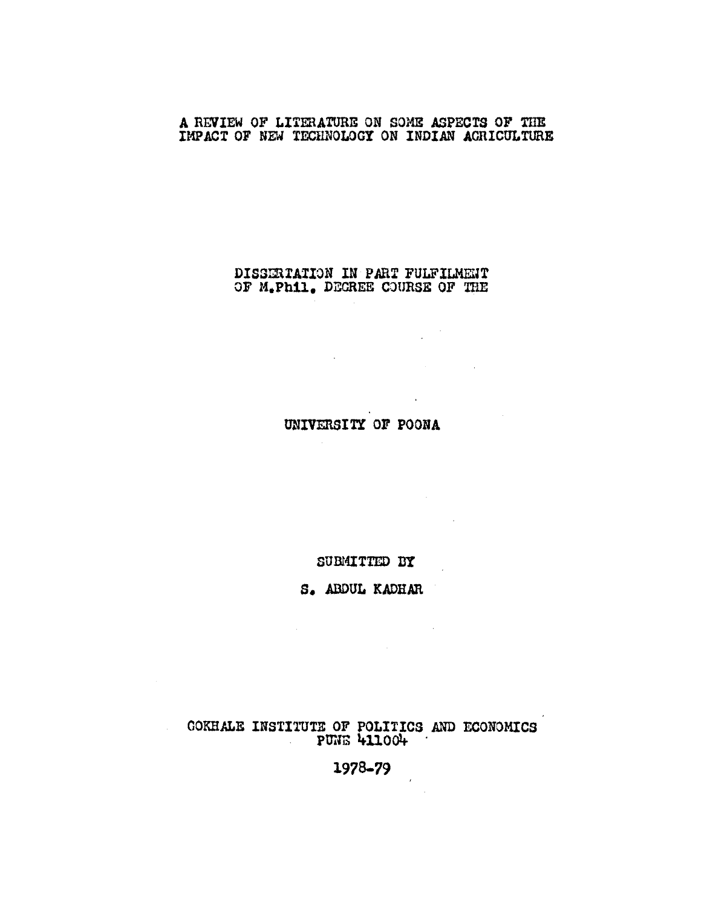# A REVIEW OF LITERATURE ON SOME ASPECTS OF THE IMPACT OF NEW TECHNOLOGY ON INDIAN AGRICULTURE

DISSERTATION IN PART FULFILMENT OF M.Phil. DEGREE COURSE OF THE

UNIVERSITY OF POONA

SUBMITTED BY

S. ABDUL KADHAR

GOKHALE INSTITUTE OF POLITICS AND ECONOMICS
PUNE 411004

1978-79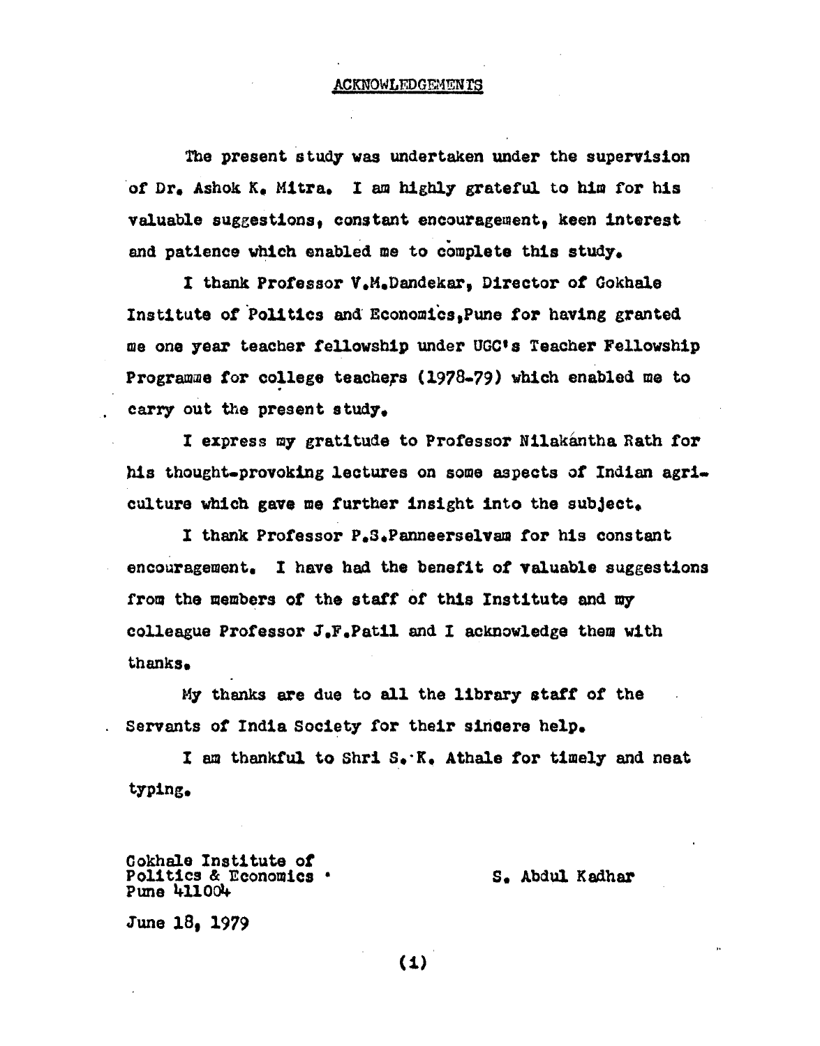## ACKNOWLEDGEMENTS

The present study was undertaken under the supervision of Dr. Ashok K. Mitra. I am highly grateful to him for his valuable suggestions, constant encouragement, keen interest and patience which enabled me to complete this study.

I thank Professor V.M.Dandekar, Director of Gokhale Institute of Politics and Economics, Pune for having granted me one year teacher fellowship under UGC's Teacher Fellowship Programme for college teachers (1978-79) which enabled me to carry out the present study.

I express my gratitude to Professor Nilakántha Rath for his thought-provoking lectures on some aspects of Indian agriculture which gave me further insight into the subject.

I thank Professor P.S.Panneerselvam for his constant encouragement. I have had the benefit of valuable suggestions from the members of the staff of this Institute and my colleague Professor J.F.Patil and I acknowledge them with thanks.

My thanks are due to all the library staff of the Servants of India Society for their sincere help.

I am thankful to Shri S.K. Athale for timely and neat typing.

Gokhale Institute of
Politics & Economics
Pune 411004

S. Abdul Kadhar

June 18, 1979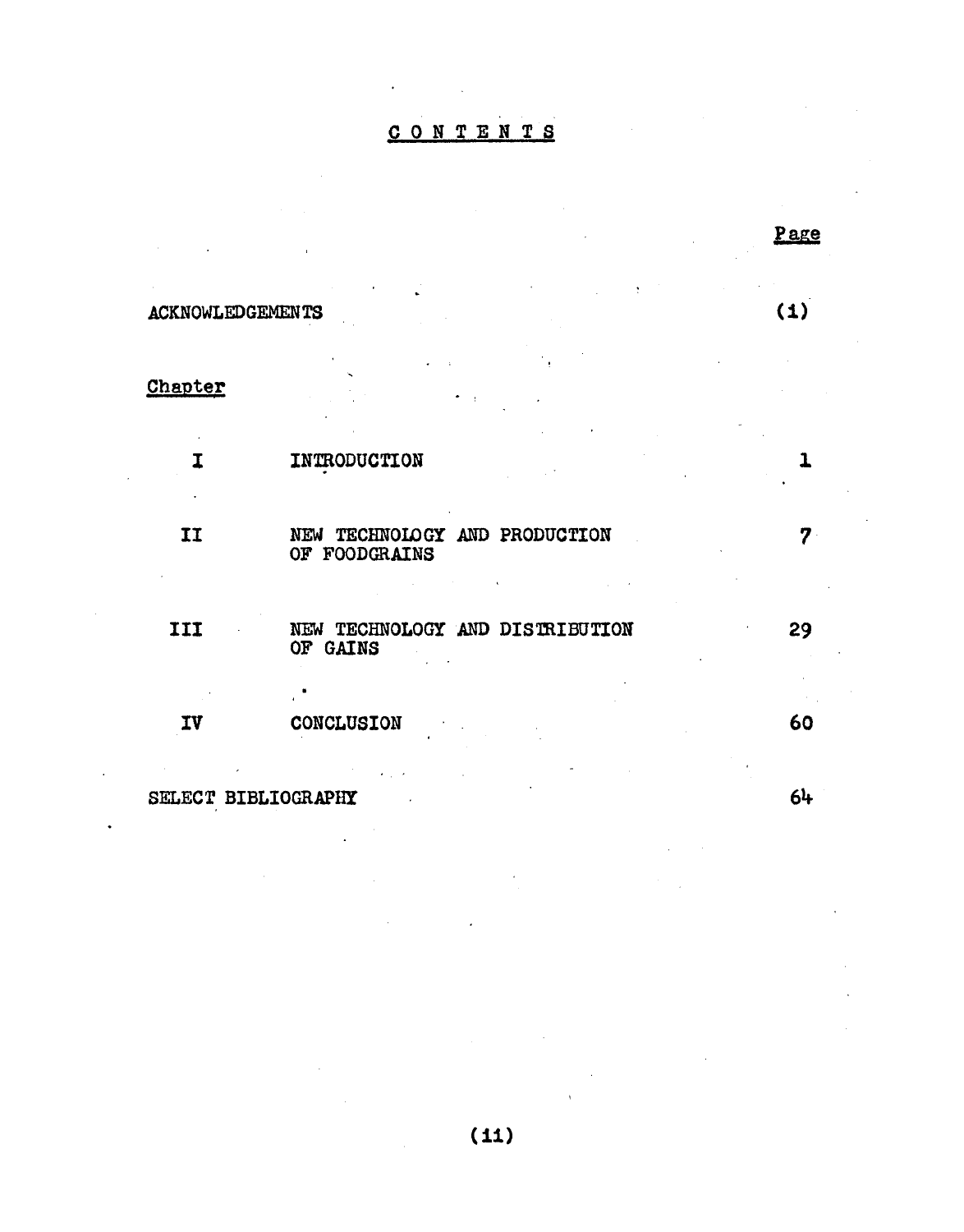# C O N T E N T S

| | | Page |
|---|---|---|
| ACKNOWLEDGEMENTS | | (i) |
| Chapter | | |
| I | INTRODUCTION | 1 |
| II | NEW TECHNOLOGY AND PRODUCTION OF FOODGRAINS | 7 |
| III | NEW TECHNOLOGY AND DISTRIBUTION OF GAINS | 29 |
| IV | CONCLUSION | 60 |
| SELECT BIBLIOGRAPHY | | 64 |